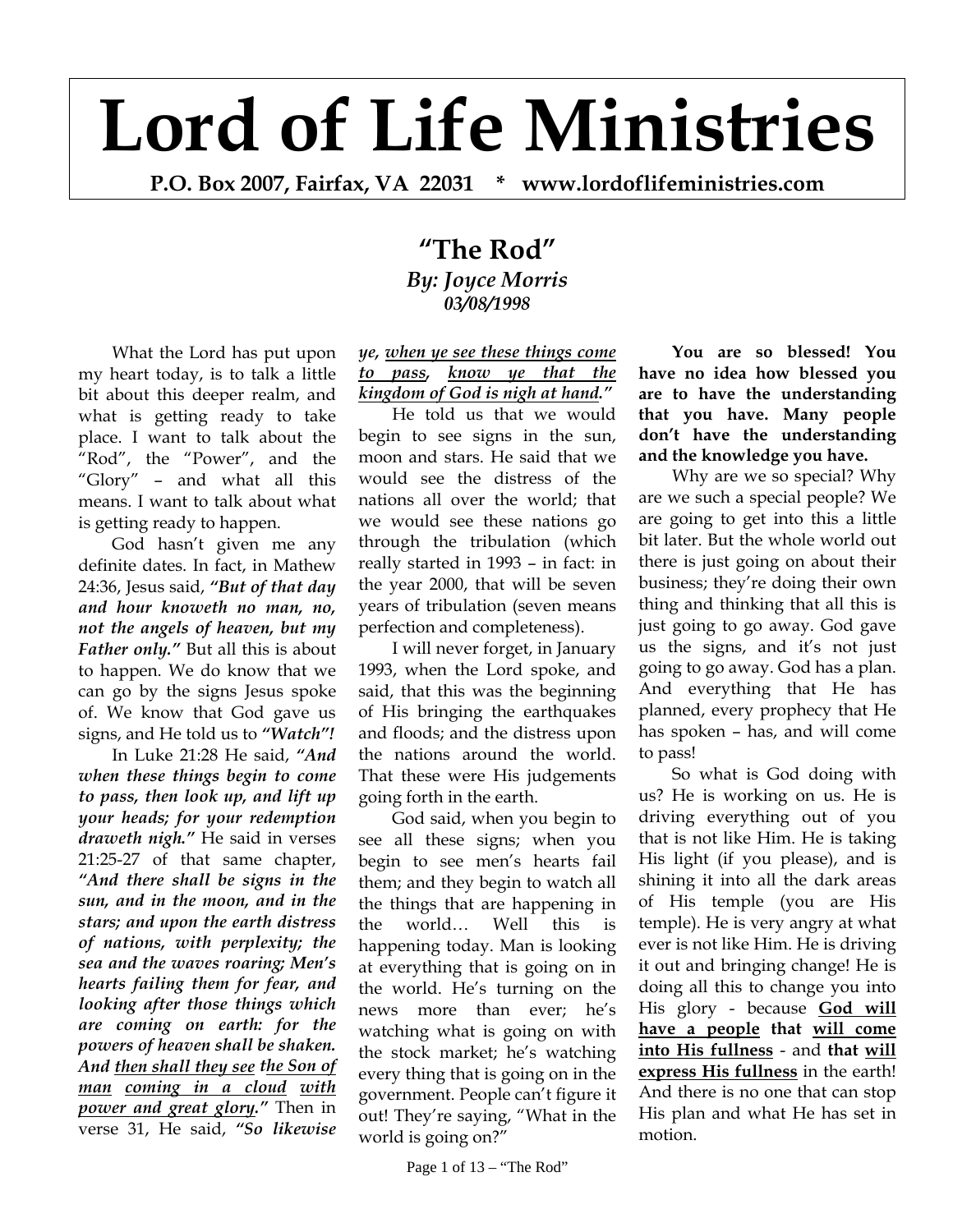# Lord of Life Ministries

**P.O. Box 2007, Fairfax, VA 22031 * www.lordoflifeministries.com**

## "The Rod"

***By: Joyce Morris***
***03/08/1998***

What the Lord has put upon my heart today, is to talk a little bit about this deeper realm, and what is getting ready to take place. I want to talk about the "Rod", the "Power", and the "Glory" – and what all this means. I want to talk about what is getting ready to happen.

God hasn't given me any definite dates. In fact, in Mathew 24:36, Jesus said, ***"But of that day and hour knoweth no man, no, not the angels of heaven, but my Father only."*** But all this is about to happen. We do know that we can go by the signs Jesus spoke of. We know that God gave us signs, and He told us to ***"Watch"!***

In Luke 21:28 He said, ***"And when these things begin to come to pass, then look up, and lift up your heads; for your redemption draweth nigh."*** He said in verses 21:25-27 of that same chapter, ***"And there shall be signs in the sun, and in the moon, and in the stars; and upon the earth distress of nations, with perplexity; the sea and the waves roaring; Men's hearts failing them for fear, and looking after those things which are coming on earth: for the powers of heaven shall be shaken. And <u>then shall they see</u> <u>the Son of man</u> <u>coming in a cloud</u> <u>with power and great glory</u>."*** Then in verse 31, He said, ***"So likewise ye, <u>when ye see these things come to pass</u>, <u>know ye that the kingdom of God is nigh at hand</u>."***

He told us that we would begin to see signs in the sun, moon and stars. He said that we would see the distress of the nations all over the world; that we would see these nations go through the tribulation (which really started in 1993 – in fact: in the year 2000, that will be seven years of tribulation (seven means perfection and completeness).

I will never forget, in January 1993, when the Lord spoke, and said, that this was the beginning of His bringing the earthquakes and floods; and the distress upon the nations around the world. That these were His judgements going forth in the earth.

God said, when you begin to see all these signs; when you begin to see men's hearts fail them; and they begin to watch all the things that are happening in the world… Well this is happening today. Man is looking at everything that is going on in the world. He's turning on the news more than ever; he's watching what is going on with the stock market; he's watching every thing that is going on in the government. People can't figure it out! They're saying, "What in the world is going on?"

**You are so blessed! You have no idea how blessed you are to have the understanding that you have. Many people don't have the understanding and the knowledge you have.**

Why are we so special? Why are we such a special people? We are going to get into this a little bit later. But the whole world out there is just going on about their business; they're doing their own thing and thinking that all this is just going to go away. God gave us the signs, and it's not just going to go away. God has a plan. And everything that He has planned, every prophecy that He has spoken – has, and will come to pass!

So what is God doing with us? He is working on us. He is driving everything out of you that is not like Him. He is taking His light (if you please), and is shining it into all the dark areas of His temple (you are His temple). He is very angry at what ever is not like Him. He is driving it out and bringing change! He is doing all this to change you into His glory - because **<u>God will have a people</u> that <u>will come into His fullness</u>** - and **that <u>will express His fullness</u>** in the earth! And there is no one that can stop His plan and what He has set in motion.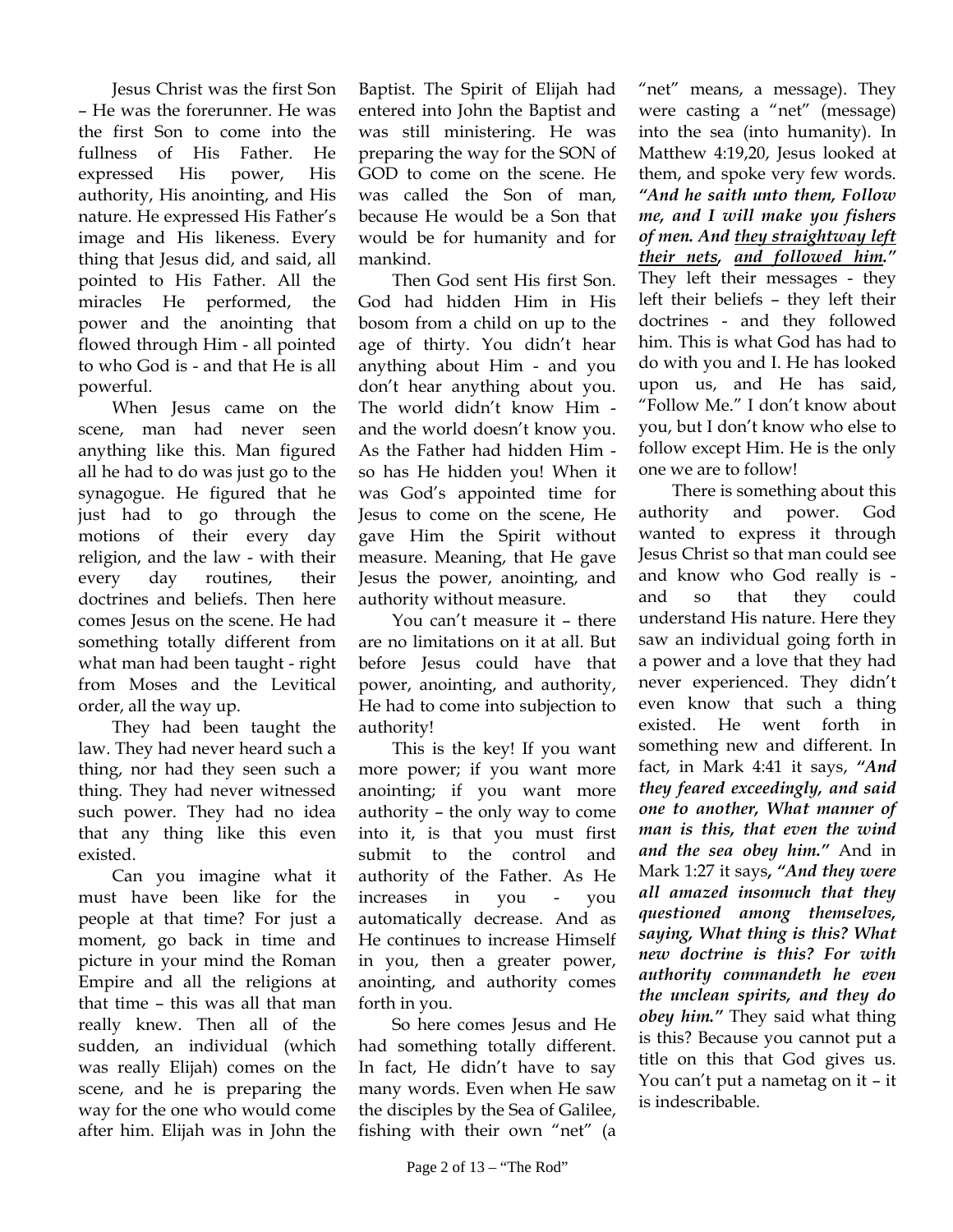Jesus Christ was the first Son – He was the forerunner. He was the first Son to come into the fullness of His Father. He expressed His power, His authority, His anointing, and His nature. He expressed His Father's image and His likeness. Every thing that Jesus did, and said, all pointed to His Father. All the miracles He performed, the power and the anointing that flowed through Him - all pointed to who God is - and that He is all powerful.

When Jesus came on the scene, man had never seen anything like this. Man figured all he had to do was just go to the synagogue. He figured that he just had to go through the motions of their every day religion, and the law - with their every day routines, their doctrines and beliefs. Then here comes Jesus on the scene. He had something totally different from what man had been taught - right from Moses and the Levitical order, all the way up.

They had been taught the law. They had never heard such a thing, nor had they seen such a thing. They had never witnessed such power. They had no idea that any thing like this even existed.

Can you imagine what it must have been like for the people at that time? For just a moment, go back in time and picture in your mind the Roman Empire and all the religions at that time – this was all that man really knew. Then all of the sudden, an individual (which was really Elijah) comes on the scene, and he is preparing the way for the one who would come after him. Elijah was in John the Baptist. The Spirit of Elijah had entered into John the Baptist and was still ministering. He was preparing the way for the SON of GOD to come on the scene. He was called the Son of man, because He would be a Son that would be for humanity and for mankind.

Then God sent His first Son. God had hidden Him in His bosom from a child on up to the age of thirty. You didn't hear anything about Him - and you don't hear anything about you. The world didn't know Him - and the world doesn't know you. As the Father had hidden Him - so has He hidden you! When it was God's appointed time for Jesus to come on the scene, He gave Him the Spirit without measure. Meaning, that He gave Jesus the power, anointing, and authority without measure.

You can't measure it – there are no limitations on it at all. But before Jesus could have that power, anointing, and authority, He had to come into subjection to authority!

This is the key! If you want more power; if you want more anointing; if you want more authority – the only way to come into it, is that you must first submit to the control and authority of the Father. As He increases in you - you automatically decrease. And as He continues to increase Himself in you, then a greater power, anointing, and authority comes forth in you.

So here comes Jesus and He had something totally different. In fact, He didn't have to say many words. Even when He saw the disciples by the Sea of Galilee, fishing with their own "net" (a "net" means, a message). They were casting a "net" (message) into the sea (into humanity). In Matthew 4:19,20, Jesus looked at them, and spoke very few words. ***"And he saith unto them, Follow me, and I will make you fishers of men. And <u>they straightway left their nets</u>, <u>and followed him</u>."*** They left their messages - they left their beliefs – they left their doctrines - and they followed him. This is what God has had to do with you and I. He has looked upon us, and He has said, "Follow Me." I don't know about you, but I don't know who else to follow except Him. He is the only one we are to follow!

There is something about this authority and power. God wanted to express it through Jesus Christ so that man could see and know who God really is - and so that they could understand His nature. Here they saw an individual going forth in a power and a love that they had never experienced. They didn't even know that such a thing existed. He went forth in something new and different. In fact, in Mark 4:41 it says, ***"And they feared exceedingly, and said one to another, What manner of man is this, that even the wind and the sea obey him."*** And in Mark 1:27 it says, ***"And they were all amazed insomuch that they questioned among themselves, saying, What thing is this? What new doctrine is this? For with authority commandeth he even the unclean spirits, and they do obey him."*** They said what thing is this? Because you cannot put a title on this that God gives us. You can't put a nametag on it – it is indescribable.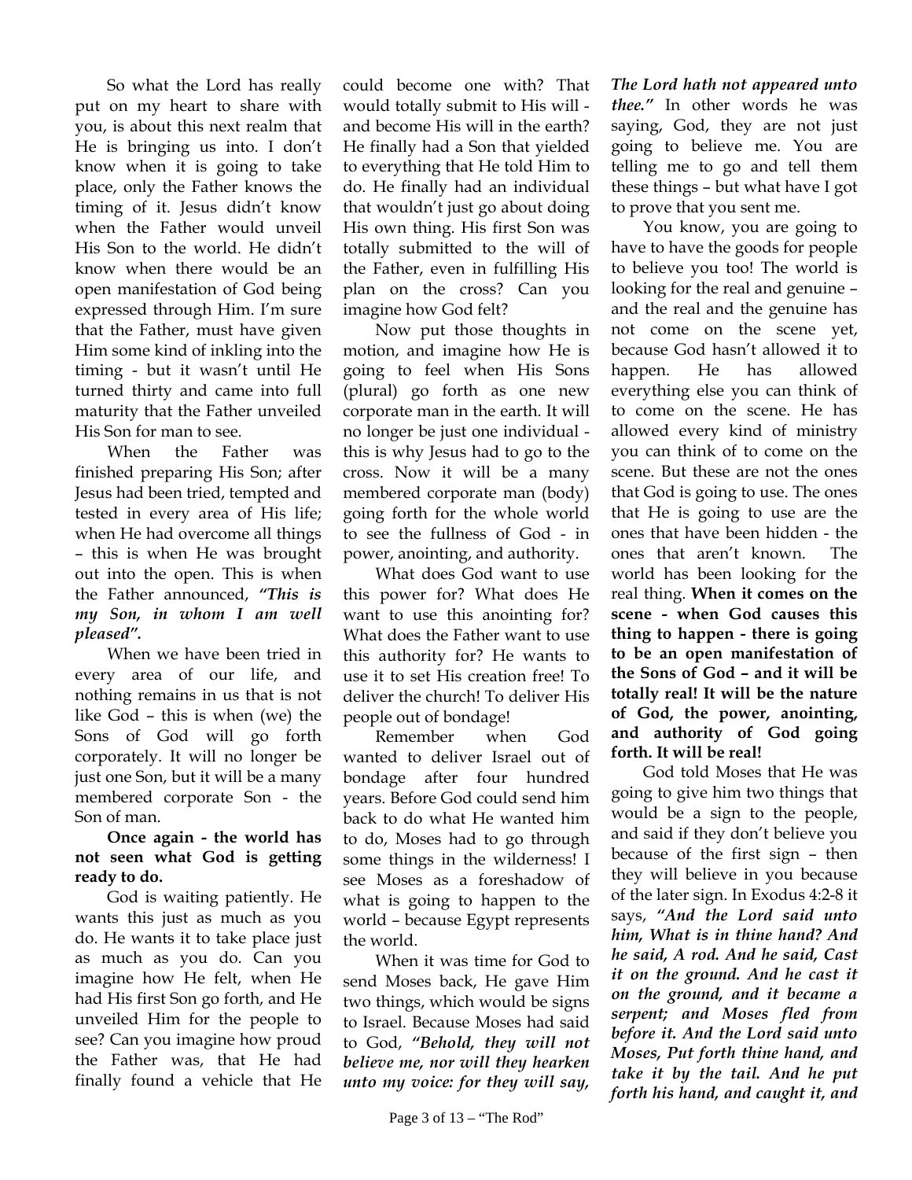So what the Lord has really put on my heart to share with you, is about this next realm that He is bringing us into. I don't know when it is going to take place, only the Father knows the timing of it. Jesus didn't know when the Father would unveil His Son to the world. He didn't know when there would be an open manifestation of God being expressed through Him. I'm sure that the Father, must have given Him some kind of inkling into the timing - but it wasn't until He turned thirty and came into full maturity that the Father unveiled His Son for man to see.

When the Father was finished preparing His Son; after Jesus had been tried, tempted and tested in every area of His life; when He had overcome all things – this is when He was brought out into the open. This is when the Father announced, ***"This is my Son, in whom I am well pleased".***

When we have been tried in every area of our life, and nothing remains in us that is not like God – this is when (we) the Sons of God will go forth corporately. It will no longer be just one Son, but it will be a many membered corporate Son - the Son of man.

**Once again - the world has not seen what God is getting ready to do.**

God is waiting patiently. He wants this just as much as you do. He wants it to take place just as much as you do. Can you imagine how He felt, when He had His first Son go forth, and He unveiled Him for the people to see? Can you imagine how proud the Father was, that He had finally found a vehicle that He could become one with? That would totally submit to His will - and become His will in the earth? He finally had a Son that yielded to everything that He told Him to do. He finally had an individual that wouldn't just go about doing His own thing. His first Son was totally submitted to the will of the Father, even in fulfilling His plan on the cross? Can you imagine how God felt?

Now put those thoughts in motion, and imagine how He is going to feel when His Sons (plural) go forth as one new corporate man in the earth. It will no longer be just one individual - this is why Jesus had to go to the cross. Now it will be a many membered corporate man (body) going forth for the whole world to see the fullness of God - in power, anointing, and authority.

What does God want to use this power for? What does He want to use this anointing for? What does the Father want to use this authority for? He wants to use it to set His creation free! To deliver the church! To deliver His people out of bondage!

Remember when God wanted to deliver Israel out of bondage after four hundred years. Before God could send him back to do what He wanted him to do, Moses had to go through some things in the wilderness! I see Moses as a foreshadow of what is going to happen to the world – because Egypt represents the world.

When it was time for God to send Moses back, He gave Him two things, which would be signs to Israel. Because Moses had said to God, ***"Behold, they will not believe me, nor will they hearken unto my voice: for they will say, The Lord hath not appeared unto thee."*** In other words he was saying, God, they are not just going to believe me. You are telling me to go and tell them these things – but what have I got to prove that you sent me.

You know, you are going to have to have the goods for people to believe you too! The world is looking for the real and genuine – and the real and the genuine has not come on the scene yet, because God hasn't allowed it to happen. He has allowed everything else you can think of to come on the scene. He has allowed every kind of ministry you can think of to come on the scene. But these are not the ones that God is going to use. The ones that He is going to use are the ones that have been hidden - the ones that aren't known. The world has been looking for the real thing. **When it comes on the scene - when God causes this thing to happen - there is going to be an open manifestation of the Sons of God – and it will be totally real! It will be the nature of God, the power, anointing, and authority of God going forth. It will be real!**

God told Moses that He was going to give him two things that would be a sign to the people, and said if they don't believe you because of the first sign – then they will believe in you because of the later sign. In Exodus 4:2-8 it says, ***"And the Lord said unto him, What is in thine hand? And he said, A rod. And he said, Cast it on the ground. And he cast it on the ground, and it became a serpent; and Moses fled from before it. And the Lord said unto Moses, Put forth thine hand, and take it by the tail. And he put forth his hand, and caught it, and***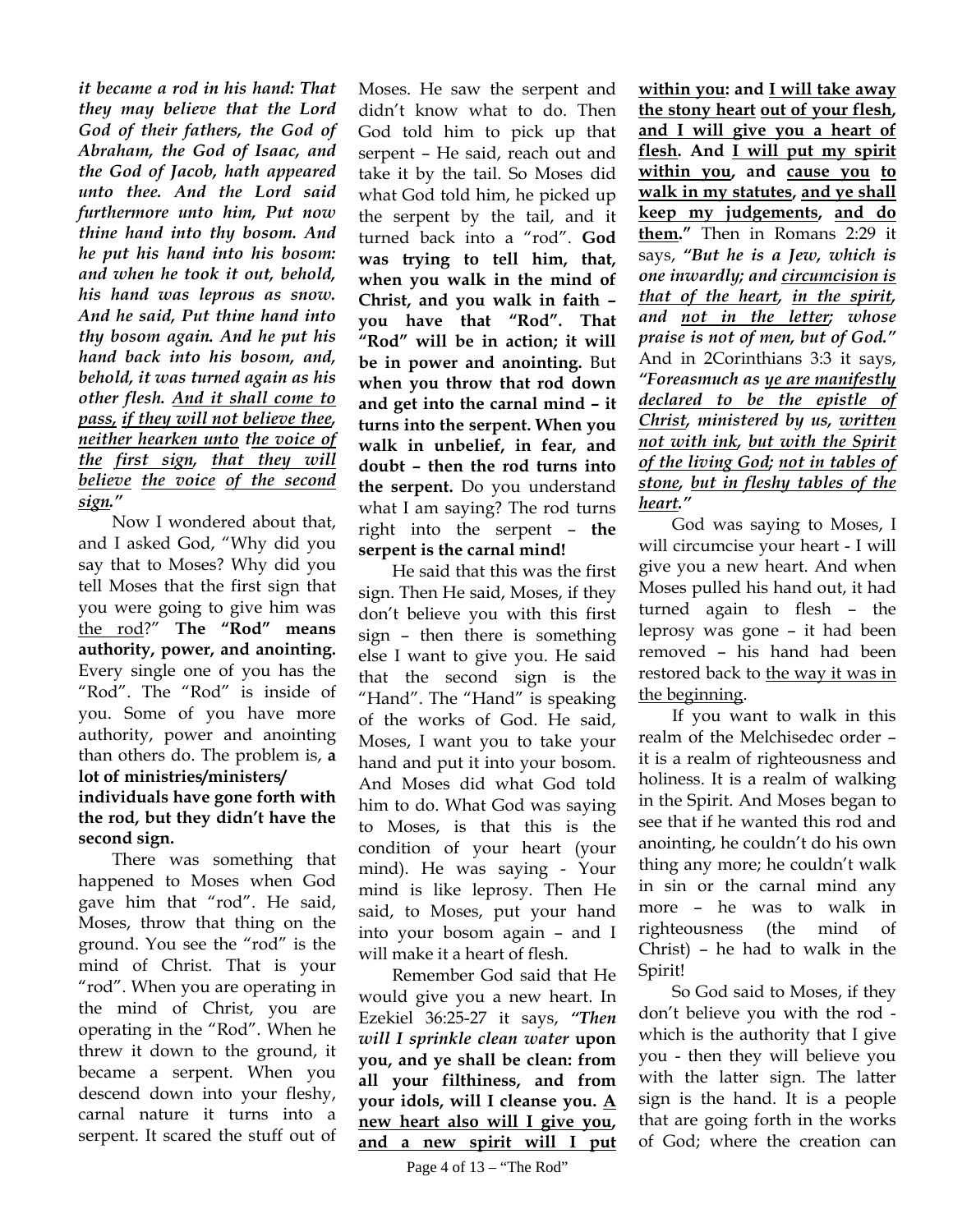***it became a rod in his hand: That they may believe that the Lord God of their fathers, the God of Abraham, the God of Isaac, and the God of Jacob, hath appeared unto thee. And the Lord said furthermore unto him, Put now thine hand into thy bosom. And he put his hand into his bosom: and when he took it out, behold, his hand was leprous as snow. And he said, Put thine hand into thy bosom again. And he put his hand back into his bosom, and, behold, it was turned again as his other flesh. <u>And it shall come to pass</u>, <u>if they will not believe thee</u>, <u>neither hearken unto</u> <u>the voice of the</u> <u>first sign</u>, <u>that they will believe</u> <u>the voice</u> <u>of the second sign</u>."***

Now I wondered about that, and I asked God, "Why did you say that to Moses? Why did you tell Moses that the first sign that you were going to give him was <u>the rod</u>?" **The "Rod" means authority, power, and anointing.** Every single one of you has the "Rod". The "Rod" is inside of you. Some of you have more authority, power and anointing than others do. The problem is, **a lot of ministries/ministers/ individuals have gone forth with the rod, but they didn't have the second sign.**

There was something that happened to Moses when God gave him that "rod". He said, Moses, throw that thing on the ground. You see the "rod" is the mind of Christ. That is your "rod". When you are operating in the mind of Christ, you are operating in the "Rod". When he threw it down to the ground, it became a serpent. When you descend down into your fleshy, carnal nature it turns into a serpent. It scared the stuff out of Moses. He saw the serpent and didn't know what to do. Then God told him to pick up that serpent – He said, reach out and take it by the tail. So Moses did what God told him, he picked up the serpent by the tail, and it turned back into a "rod". **God was trying to tell him, that, when you walk in the mind of Christ, and you walk in faith – you have that "Rod". That "Rod" will be in action; it will be in power and anointing.** But **when you throw that rod down and get into the carnal mind – it turns into the serpent. When you walk in unbelief, in fear, and doubt – then the rod turns into the serpent.** Do you understand what I am saying? The rod turns right into the serpent – **the serpent is the carnal mind!**

He said that this was the first sign. Then He said, Moses, if they don't believe you with this first sign – then there is something else I want to give you. He said that the second sign is the "Hand". The "Hand" is speaking of the works of God. He said, Moses, I want you to take your hand and put it into your bosom. And Moses did what God told him to do. What God was saying to Moses, is that this is the condition of your heart (your mind). He was saying - Your mind is like leprosy. Then He said, to Moses, put your hand into your bosom again – and I will make it a heart of flesh.

Remember God said that He would give you a new heart. In Ezekiel 36:25-27 it says, ***"Then will I sprinkle clean water*** **upon you, and ye shall be clean: from all your filthiness, and from your idols, will I cleanse you. <u>A new heart also will I give you</u>, <u>and a new spirit will I put within you</u>: and <u>I will take away the stony heart</u> <u>out of your flesh</u>, <u>and I will give you a heart of flesh</u>. And <u>I will put my spirit within you</u>, and <u>cause you</u> <u>to walk in my statutes</u>, <u>and ye shall keep my judgements</u>, <u>and do them</u>."** Then in Romans 2:29 it says, ***"But he is a Jew, which is one inwardly; and <u>circumcision is that of the heart</u>, <u>in the spirit</u>, and <u>not in the letter</u>; whose praise is not of men, but of God."*** And in 2Corinthians 3:3 it says, ***"Foreasmuch as <u>ye are manifestly declared to be the epistle of Christ</u>, ministered by us, <u>written not with ink</u>, <u>but with the Spirit of the living God</u>; <u>not in tables of stone</u>, <u>but in fleshy tables of the heart</u>."***

God was saying to Moses, I will circumcise your heart - I will give you a new heart. And when Moses pulled his hand out, it had turned again to flesh – the leprosy was gone – it had been removed – his hand had been restored back to <u>the way it was in the beginning</u>.

If you want to walk in this realm of the Melchisedec order – it is a realm of righteousness and holiness. It is a realm of walking in the Spirit. And Moses began to see that if he wanted this rod and anointing, he couldn't do his own thing any more; he couldn't walk in sin or the carnal mind any more – he was to walk in righteousness (the mind of Christ) – he had to walk in the Spirit!

So God said to Moses, if they don't believe you with the rod - which is the authority that I give you - then they will believe you with the latter sign. The latter sign is the hand. It is a people that are going forth in the works of God; where the creation can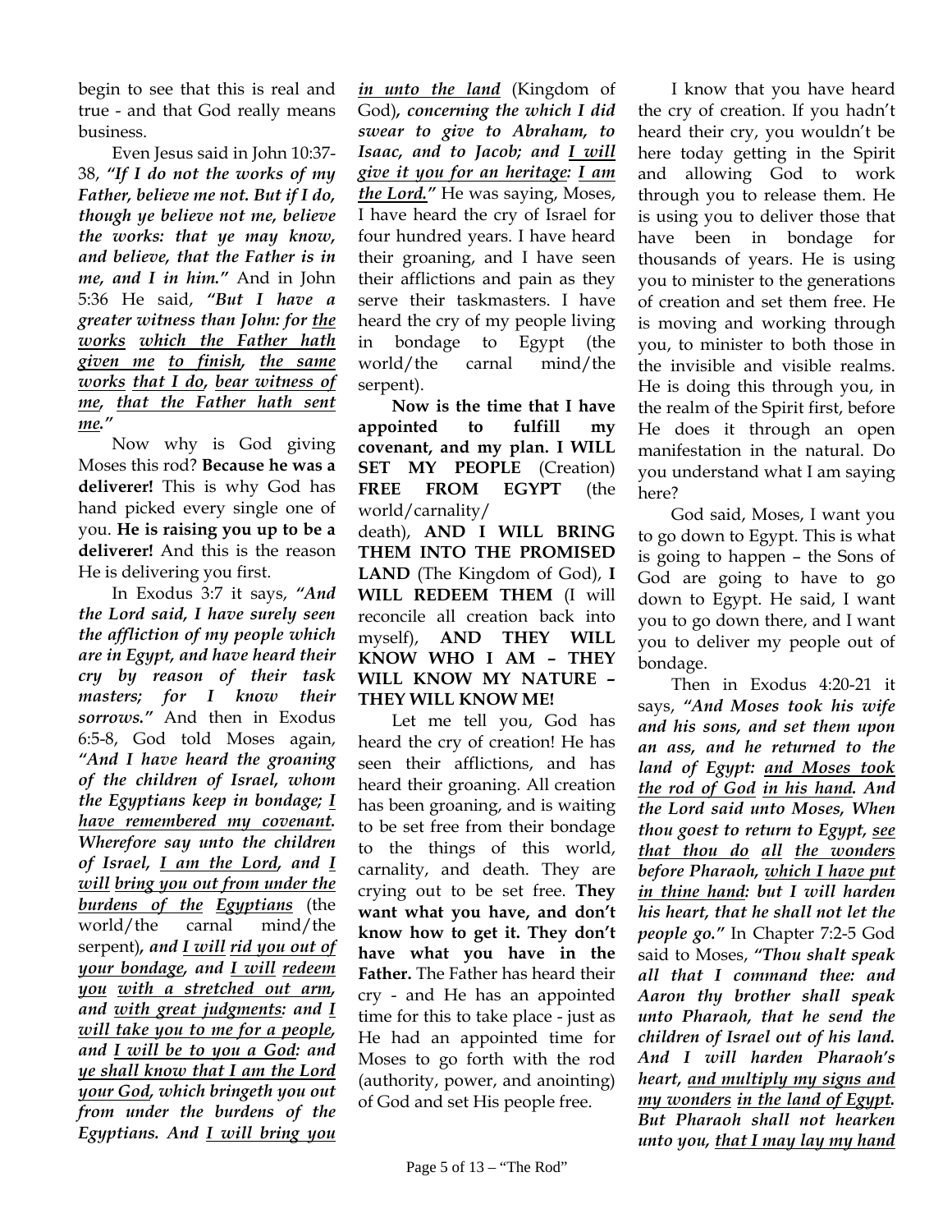begin to see that this is real and true - and that God really means business.

Even Jesus said in John 10:37-38, ***"If I do not the works of my Father, believe me not. But if I do, though ye believe not me, believe the works: that ye may know, and believe, that the Father is in me, and I in him."*** And in John 5:36 He said, ***"But I have a greater witness than John: for <u>the works</u> <u>which the Father hath given me</u> <u>to finish</u>, <u>the same works</u> <u>that I do</u>, <u>bear witness of me</u>, <u>that the Father hath sent me</u>."***

Now why is God giving Moses this rod? **Because he was a deliverer!** This is why God has hand picked every single one of you. **He is raising you up to be a deliverer!** And this is the reason He is delivering you first.

In Exodus 3:7 it says, ***"And the Lord said, I have surely seen the affliction of my people which are in Egypt, and have heard their cry by reason of their task masters; for I know their sorrows."*** And then in Exodus 6:5-8, God told Moses again, ***"And I have heard the groaning of the children of Israel, whom the Egyptians keep in bondage; <u>I have remembered my covenant</u>. Wherefore say unto the children of Israel, <u>I am the Lord</u>, and <u>I will</u> <u>bring you out from under the burdens of the</u> <u>Egyptians</u>*** (the world/the carnal mind/the serpent)***, and <u>I will</u> <u>rid you out of your bondage</u>, and <u>I will</u> <u>redeem you</u> <u>with a stretched out arm</u>, and <u>with great judgments</u>: and <u>I will take you to me for a people</u>, and <u>I will be to you a God</u>: and <u>ye shall know that I am the Lord your God</u>, which bringeth you out from under the burdens of the Egyptians. And <u>I will bring you in unto the land</u>*** (Kingdom of God)***, concerning the which I did swear to give to Abraham, to Isaac, and to Jacob; and <u>I will give it you for an heritage</u>: <u>I am the Lord</u>."*** He was saying, Moses, I have heard the cry of Israel for four hundred years. I have heard their groaning, and I have seen their afflictions and pain as they serve their taskmasters. I have heard the cry of my people living in bondage to Egypt (the world/the carnal mind/the serpent).

**Now is the time that I have appointed to fulfill my covenant, and my plan. I WILL SET MY PEOPLE** (Creation) **FREE FROM EGYPT** (the world/carnality/death), **AND I WILL BRING THEM INTO THE PROMISED LAND** (The Kingdom of God), **I WILL REDEEM THEM** (I will reconcile all creation back into myself), **AND THEY WILL KNOW WHO I AM – THEY WILL KNOW MY NATURE – THEY WILL KNOW ME!**

Let me tell you, God has heard the cry of creation! He has seen their afflictions, and has heard their groaning. All creation has been groaning, and is waiting to be set free from their bondage to the things of this world, carnality, and death. They are crying out to be set free. **They want what you have, and don't know how to get it. They don't have what you have in the Father.** The Father has heard their cry - and He has an appointed time for this to take place - just as He had an appointed time for Moses to go forth with the rod (authority, power, and anointing) of God and set His people free.

I know that you have heard the cry of creation. If you hadn't heard their cry, you wouldn't be here today getting in the Spirit and allowing God to work through you to release them. He is using you to deliver those that have been in bondage for thousands of years. He is using you to minister to the generations of creation and set them free. He is moving and working through you, to minister to both those in the invisible and visible realms. He is doing this through you, in the realm of the Spirit first, before He does it through an open manifestation in the natural. Do you understand what I am saying here?

God said, Moses, I want you to go down to Egypt. This is what is going to happen – the Sons of God are going to have to go down to Egypt. He said, I want you to go down there, and I want you to deliver my people out of bondage.

Then in Exodus 4:20-21 it says, ***"And Moses took his wife and his sons, and set them upon an ass, and he returned to the land of Egypt: <u>and Moses took the rod of God</u> <u>in his hand</u>. And the Lord said unto Moses, When thou goest to return to Egypt, <u>see that thou do</u> <u>all</u> <u>the wonders</u> before Pharaoh, <u>which I have put in thine hand</u>: but I will harden his heart, that he shall not let the people go."*** In Chapter 7:2-5 God said to Moses, ***"Thou shalt speak all that I command thee: and Aaron thy brother shall speak unto Pharaoh, that he send the children of Israel out of his land. And I will harden Pharaoh's heart, <u>and multiply my signs and my wonders</u> <u>in the land of Egypt</u>. But Pharaoh shall not hearken unto you, <u>that I may lay my hand</u>***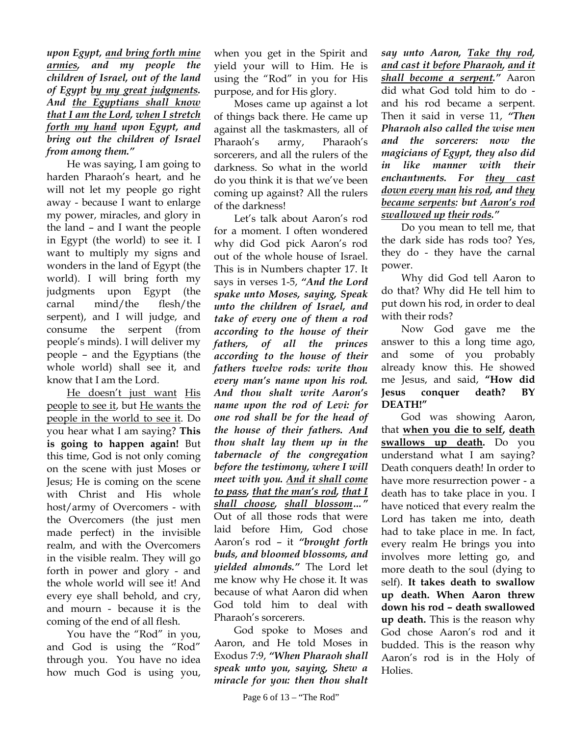***upon Egypt, <u>and bring forth mine armies</u>, and my people the children of Israel, out of the land of Egypt <u>by my great judgments</u>. And <u>the Egyptians shall know that I am the Lord</u>, <u>when I stretch forth my hand</u> upon Egypt, and bring out the children of Israel from among them."***

He was saying, I am going to harden Pharaoh's heart, and he will not let my people go right away - because I want to enlarge my power, miracles, and glory in the land – and I want the people in Egypt (the world) to see it. I want to multiply my signs and wonders in the land of Egypt (the world). I will bring forth my judgments upon Egypt (the carnal mind/the flesh/the serpent), and I will judge, and consume the serpent (from people's minds). I will deliver my people – and the Egyptians (the whole world) shall see it, and know that I am the Lord.

<u>He doesn't just want</u> <u>His people</u> <u>to see it</u>, but <u>He wants the people in the world to see it</u>. Do you hear what I am saying? **This is going to happen again!** But this time, God is not only coming on the scene with just Moses or Jesus; He is coming on the scene with Christ and His whole host/army of Overcomers - with the Overcomers (the just men made perfect) in the invisible realm, and with the Overcomers in the visible realm. They will go forth in power and glory - and the whole world will see it! And every eye shall behold, and cry, and mourn - because it is the coming of the end of all flesh.

You have the "Rod" in you, and God is using the "Rod" through you. You have no idea how much God is using you, when you get in the Spirit and yield your will to Him. He is using the "Rod" in you for His purpose, and for His glory.

Moses came up against a lot of things back there. He came up against all the taskmasters, all of Pharaoh's army, Pharaoh's sorcerers, and all the rulers of the darkness. So what in the world do you think it is that we've been coming up against? All the rulers of the darkness!

Let's talk about Aaron's rod for a moment. I often wondered why did God pick Aaron's rod out of the whole house of Israel. This is in Numbers chapter 17. It says in verses 1-5, ***"And the Lord spake unto Moses, saying, Speak unto the children of Israel, and take of every one of them a rod according to the house of their fathers, of all the princes according to the house of their fathers twelve rods: write thou every man's name upon his rod. And thou shalt write Aaron's name upon the rod of Levi: for one rod shall be for the head of the house of their fathers. And thou shalt lay them up in the tabernacle of the congregation before the testimony, where I will meet with you. <u>And it shall come to pass</u>, <u>that the man's rod</u>, <u>that I shall choose</u>, <u>shall blossom</u>…"*** Out of all those rods that were laid before Him, God chose Aaron's rod – it ***"brought forth buds, and bloomed blossoms, and yielded almonds."*** The Lord let me know why He chose it. It was because of what Aaron did when God told him to deal with Pharaoh's sorcerers.

God spoke to Moses and Aaron, and He told Moses in Exodus 7:9, ***"When Pharaoh shall speak unto you, saying, Shew a miracle for you: then thou shalt say unto Aaron, <u>Take thy rod</u>, <u>and cast it before Pharaoh</u>, <u>and it shall become a serpent</u>."*** Aaron did what God told him to do - and his rod became a serpent. Then it said in verse 11, ***"Then Pharaoh also called the wise men and the sorcerers: now the magicians of Egypt, they also did in like manner with their enchantments. For <u>they cast down every man</u> <u>his rod</u>, and <u>they became serpents</u>: but <u>Aaron's rod swallowed up</u> <u>their rods</u>."***

Do you mean to tell me, that the dark side has rods too? Yes, they do - they have the carnal power.

Why did God tell Aaron to do that? Why did He tell him to put down his rod, in order to deal with their rods?

Now God gave me the answer to this a long time ago, and some of you probably already know this. He showed me Jesus, and said, **"How did Jesus conquer death? BY DEATH!"**

God was showing Aaron, that **<u>when you die to self</u>, <u>death swallows up death</u>.** Do you understand what I am saying? Death conquers death! In order to have more resurrection power - a death has to take place in you. I have noticed that every realm the Lord has taken me into, death had to take place in me. In fact, every realm He brings you into involves more letting go, and more death to the soul (dying to self). **It takes death to swallow up death. When Aaron threw down his rod – death swallowed up death.** This is the reason why God chose Aaron's rod and it budded. This is the reason why Aaron's rod is in the Holy of Holies.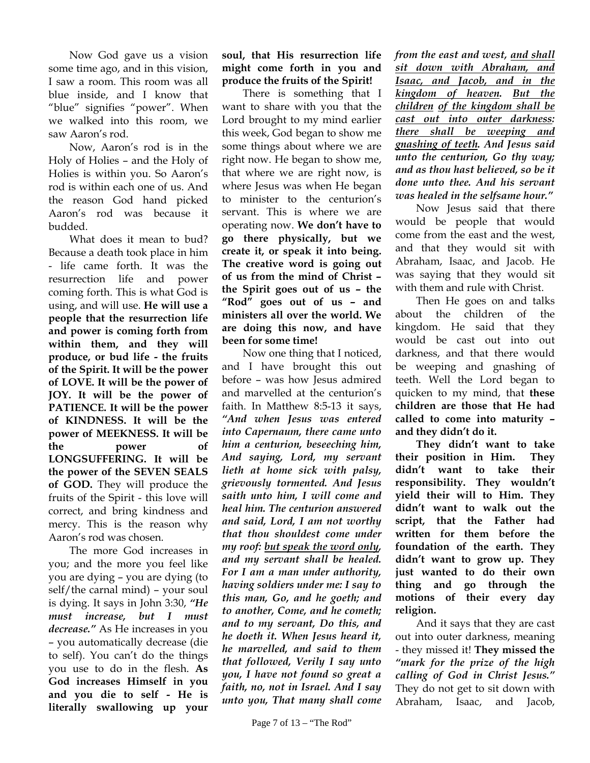Now God gave us a vision some time ago, and in this vision, I saw a room. This room was all blue inside, and I know that "blue" signifies "power". When we walked into this room, we saw Aaron's rod.

Now, Aaron's rod is in the Holy of Holies – and the Holy of Holies is within you. So Aaron's rod is within each one of us. And the reason God hand picked Aaron's rod was because it budded.

What does it mean to bud? Because a death took place in him - life came forth. It was the resurrection life and power coming forth. This is what God is using, and will use. **He will use a people that the resurrection life and power is coming forth from within them, and they will produce, or bud life - the fruits of the Spirit. It will be the power of LOVE. It will be the power of JOY. It will be the power of PATIENCE. It will be the power of KINDNESS. It will be the power of MEEKNESS. It will be the power of LONGSUFFERING. It will be the power of the SEVEN SEALS of GOD.** They will produce the fruits of the Spirit - this love will correct, and bring kindness and mercy. This is the reason why Aaron's rod was chosen.

The more God increases in you; and the more you feel like you are dying – you are dying (to self/the carnal mind) – your soul is dying. It says in John 3:30, ***"He must increase, but I must decrease."*** As He increases in you – you automatically decrease (die to self). You can't do the things you use to do in the flesh. **As God increases Himself in you and you die to self - He is literally swallowing up your soul, that His resurrection life might come forth in you and produce the fruits of the Spirit!**

There is something that I want to share with you that the Lord brought to my mind earlier this week, God began to show me some things about where we are right now. He began to show me, that where we are right now, is where Jesus was when He began to minister to the centurion's servant. This is where we are operating now. **We don't have to go there physically, but we create it, or speak it into being. The creative word is going out of us from the mind of Christ – the Spirit goes out of us – the "Rod" goes out of us – and ministers all over the world. We are doing this now, and have been for some time!**

Now one thing that I noticed, and I have brought this out before – was how Jesus admired and marvelled at the centurion's faith. In Matthew 8:5-13 it says, ***"And when Jesus was entered into Capernaum, there came unto him a centurion, beseeching him, And saying, Lord, my servant lieth at home sick with palsy, grievously tormented. And Jesus saith unto him, I will come and heal him. The centurion answered and said, Lord, I am not worthy that thou shouldest come under my roof: <u>but speak the word only</u>, and my servant shall be healed. For I am a man under authority, having soldiers under me: I say to this man, Go, and he goeth; and to another, Come, and he cometh; and to my servant, Do this, and he doeth it. When Jesus heard it, he marvelled, and said to them that followed, Verily I say unto you, I have not found so great a faith, no, not in Israel. And I say unto you, That many shall come from the east and west, <u>and shall sit down with Abraham, and Isaac, and Jacob, and in the kingdom of heaven</u>. <u>But the children of the kingdom shall be cast out into outer darkness: there shall be weeping and gnashing of teeth</u>. And Jesus said unto the centurion, Go thy way; and as thou hast believed, so be it done unto thee. And his servant was healed in the selfsame hour."***

Now Jesus said that there would be people that would come from the east and the west, and that they would sit with Abraham, Isaac, and Jacob. He was saying that they would sit with them and rule with Christ.

Then He goes on and talks about the children of the kingdom. He said that they would be cast out into out darkness, and that there would be weeping and gnashing of teeth. Well the Lord began to quicken to my mind, that **these children are those that He had called to come into maturity – and they didn't do it.**

**They didn't want to take their position in Him. They didn't want to take their responsibility. They wouldn't yield their will to Him. They didn't want to walk out the script, that the Father had written for them before the foundation of the earth. They didn't want to grow up. They just wanted to do their own thing and go through the motions of their every day religion.**

And it says that they are cast out into outer darkness, meaning - they missed it! **They missed the *"mark for the prize of the high calling of God in Christ Jesus."*** They do not get to sit down with Abraham, Isaac, and Jacob,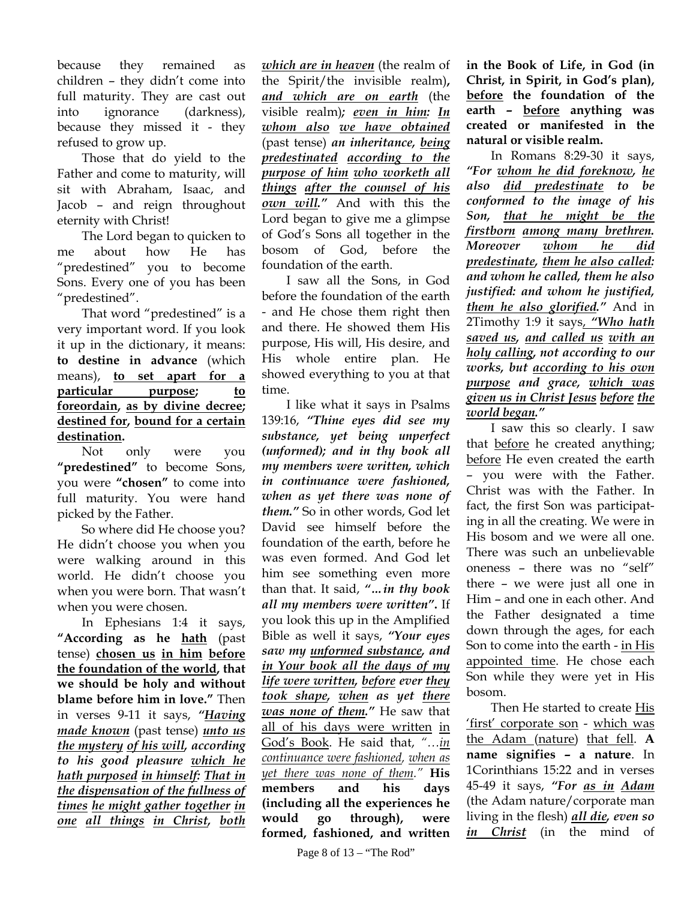because they remained as children – they didn't come into full maturity. They are cast out into ignorance (darkness), because they missed it - they refused to grow up.

Those that do yield to the Father and come to maturity, will sit with Abraham, Isaac, and Jacob – and reign throughout eternity with Christ!

The Lord began to quicken to me about how He has "predestined" you to become Sons. Every one of you has been "predestined".

That word "predestined" is a very important word. If you look it up in the dictionary, it means: **to destine in advance** (which means), **<u>to set apart for a particular purpose</u>; <u>to foreordain</u>, <u>as by divine decree</u>; <u>destined for</u>, <u>bound for a certain destination</u>.**

Not only were you **"predestined"** to become Sons, you were **"chosen"** to come into full maturity. You were hand picked by the Father.

So where did He choose you? He didn't choose you when you were walking around in this world. He didn't choose you when you were born. That wasn't when you were chosen.

In Ephesians 1:4 it says, **"According as he <u>hath</u>** (past tense) **<u>chosen us</u> <u>in him</u> <u>before the foundation of the world</u>, that we should be holy and without blame before him in love."** Then in verses 9-11 it says, ***"<u>Having made known</u>*** (past tense) ***<u>unto us</u> <u>the mystery</u> <u>of his will</u>, according to his good pleasure <u>which he hath purposed</u> <u>in himself</u>: <u>That in the dispensation of the fullness of times</u> <u>he might gather together</u> <u>in one</u> <u>all things</u> <u>in Christ</u>, <u>both which are in heaven</u>*** (the realm of the Spirit/the invisible realm)**,** ***<u>and which are on earth</u>*** (the visible realm)***; <u>even in him</u>: <u>In whom also</u> <u>we have obtained</u>*** (past tense) ***an inheritance, <u>being predestinated</u> <u>according to the purpose of him</u> <u>who worketh all things</u> <u>after the counsel of his own will</u>."*** And with this the Lord began to give me a glimpse of God's Sons all together in the bosom of God, before the foundation of the earth.

I saw all the Sons, in God before the foundation of the earth - and He chose them right then and there. He showed them His purpose, His will, His desire, and His whole entire plan. He showed everything to you at that time.

I like what it says in Psalms 139:16, ***"Thine eyes did see my substance, yet being unperfect (unformed); and in thy book all my members were written, which in continuance were fashioned, when as yet there was none of them."*** So in other words, God let David see himself before the foundation of the earth, before he was even formed. And God let him see something even more than that. It said, ***"…in thy book all my members were written"*.** If you look this up in the Amplified Bible as well it says, ***"Your eyes saw my <u>unformed substance</u>, and <u>in Your book all the days of my life were written</u>, <u>before</u> ever <u>they took shape</u>, <u>when</u> as yet <u>there was none of them</u>."*** He saw that <u>all of his days were written</u> <u>in God's Book</u>. He said that, *"…<u>in continuance were fashioned</u>, <u>when as yet there was none of them</u>."* **His members and his days (including all the experiences he would go through), were formed, fashioned, and written in the Book of Life, in God (in Christ, in Spirit, in God's plan), <u>before</u> the foundation of the earth – <u>before</u> anything was created or manifested in the natural or visible realm.**

In Romans 8:29-30 it says, ***"For <u>whom he did foreknow</u>, <u>he</u> also <u>did predestinate</u> to be conformed to the image of his Son, <u>that he might be the firstborn</u> <u>among many brethren</u>. Moreover <u>whom he did predestinate</u>, <u>them he also called</u>: and whom he called, them he also justified: and whom he justified, <u>them he also glorified</u>."*** And in 2Timothy 1:9 it says, ***"<u>Who hath saved us</u>, <u>and called us</u> <u>with an holy calling</u>, not according to our works, but <u>according to his own purpose</u> and grace, <u>which was given us in Christ Jesus</u> <u>before</u> <u>the world began</u>."***

I saw this so clearly. I saw that <u>before</u> he created anything; <u>before</u> He even created the earth – you were with the Father. Christ was with the Father. In fact, the first Son was participating in all the creating. We were in His bosom and we were all one. There was such an unbelievable oneness – there was no "self" there – we were just all one in Him – and one in each other. And the Father designated a time down through the ages, for each Son to come into the earth - <u>in His appointed time</u>. He chose each Son while they were yet in His bosom.

Then He started to create <u>His 'first' corporate son</u> - <u>which was the Adam (nature)</u> <u>that fell</u>. **A name signifies – a nature**. In 1Corinthians 15:22 and in verses 45-49 it says, ***"For <u>as in Adam</u>*** (the Adam nature/corporate man living in the flesh) ***<u>all die</u>, even so <u>in Christ</u>*** (in the mind of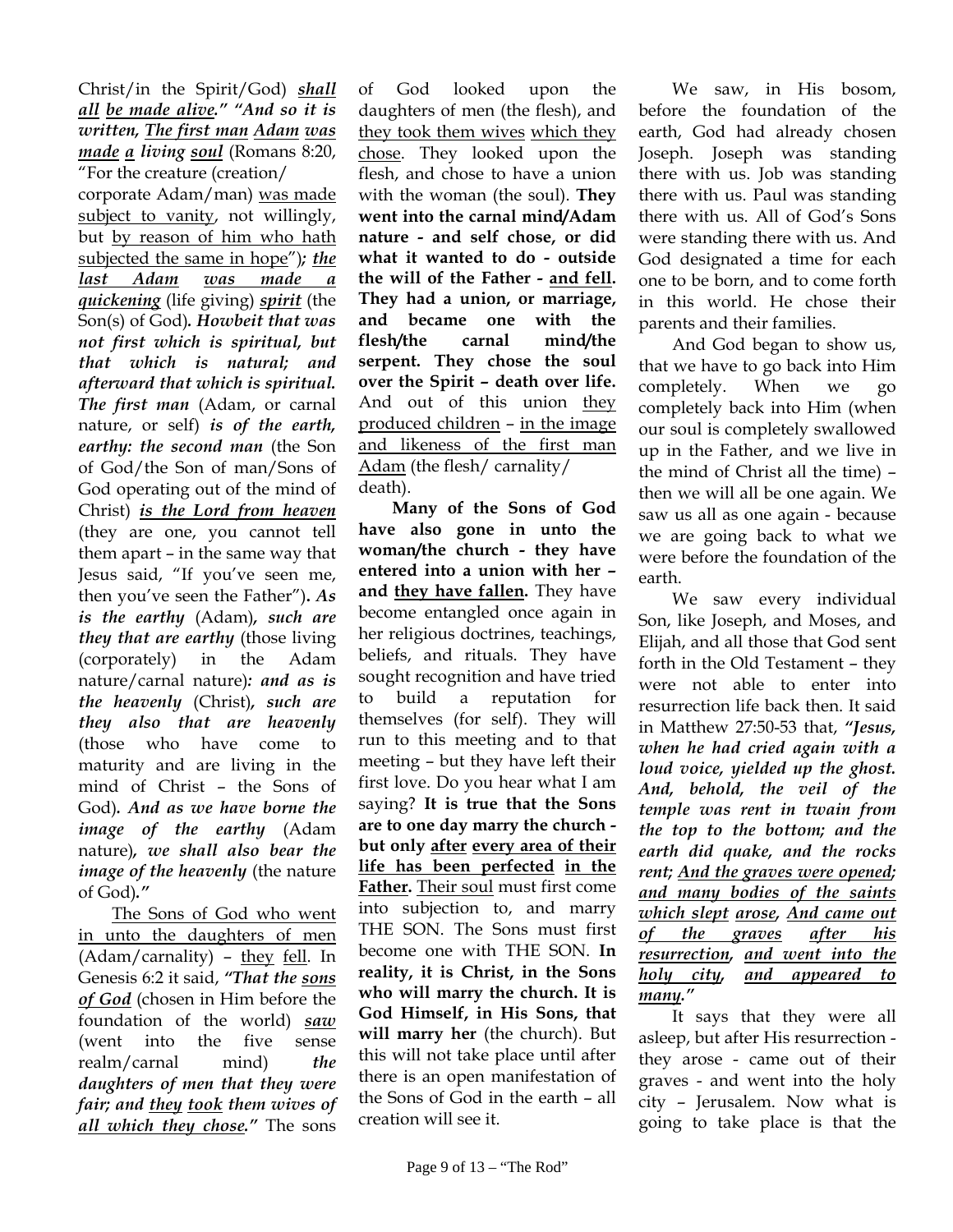Christ/in the Spirit/God) ***shall*** ***all*** ***be made alive.*** ***"And so it is written,*** ***The first man*** ***Adam*** ***was*** ***made*** ***a*** ***living*** ***soul*** (Romans 8:20, "For the creature (creation/ corporate Adam/man) was made subject to vanity, not willingly, but by reason of him who hath subjected the same in hope")***;*** ***the last Adam was made a quickening*** (life giving) ***spirit*** (the Son(s) of God)***. Howbeit that was not first which is spiritual, but that which is natural; and afterward that which is spiritual. The first man*** (Adam, or carnal nature, or self) ***is of the earth, earthy: the second man*** (the Son of God/the Son of man/Sons of God operating out of the mind of Christ) ***is the Lord from heaven*** (they are one, you cannot tell them apart – in the same way that Jesus said, "If you've seen me, then you've seen the Father")***. As is the earthy*** (Adam)***, such are they that are earthy*** (those living (corporately) in the Adam nature/carnal nature)***: and as is the heavenly*** (Christ)***, such are they also that are heavenly*** (those who have come to maturity and are living in the mind of Christ – the Sons of God)***. And as we have borne the image of the earthy*** (Adam nature)***, we shall also bear the image of the heavenly*** (the nature of God)***."***

The Sons of God who went in unto the daughters of men (Adam/carnality) – they fell. In Genesis 6:2 it said, ***"That the*** ***sons of God*** (chosen in Him before the foundation of the world) ***saw*** (went into the five sense realm/carnal mind) ***the daughters of men that they were fair; and they took them wives of all which they chose."*** The sons of God looked upon the daughters of men (the flesh), and they took them wives which they chose. They looked upon the flesh, and chose to have a union with the woman (the soul). **They went into the carnal mind/Adam nature - and self chose, or did what it wanted to do - outside the will of the Father - and fell. They had a union, or marriage, and became one with the flesh/the carnal mind/the serpent. They chose the soul over the Spirit – death over life.** And out of this union they produced children – in the image and likeness of the first man Adam (the flesh/ carnality/ death).

**Many of the Sons of God have also gone in unto the woman/the church - they have entered into a union with her – and they have fallen.** They have become entangled once again in her religious doctrines, teachings, beliefs, and rituals. They have sought recognition and have tried to build a reputation for themselves (for self). They will run to this meeting and to that meeting – but they have left their first love. Do you hear what I am saying? **It is true that the Sons are to one day marry the church - but only after every area of their life has been perfected in the Father.** Their soul must first come into subjection to, and marry THE SON. The Sons must first become one with THE SON. **In reality, it is Christ, in the Sons who will marry the church. It is God Himself, in His Sons, that will marry her** (the church). But this will not take place until after there is an open manifestation of the Sons of God in the earth – all creation will see it.

We saw, in His bosom, before the foundation of the earth, God had already chosen Joseph. Joseph was standing there with us. Job was standing there with us. Paul was standing there with us. All of God's Sons were standing there with us. And God designated a time for each one to be born, and to come forth in this world. He chose their parents and their families.

And God began to show us, that we have to go back into Him completely. When we go completely back into Him (when our soul is completely swallowed up in the Father, and we live in the mind of Christ all the time) – then we will all be one again. We saw us all as one again - because we are going back to what we were before the foundation of the earth.

We saw every individual Son, like Joseph, and Moses, and Elijah, and all those that God sent forth in the Old Testament – they were not able to enter into resurrection life back then. It said in Matthew 27:50-53 that, ***"Jesus, when he had cried again with a loud voice, yielded up the ghost. And, behold, the veil of the temple was rent in twain from the top to the bottom; and the earth did quake, and the rocks rent; And the graves were opened; and many bodies of the saints which slept arose, And came out of the graves after his resurrection, and went into the holy city, and appeared to many."***

It says that they were all asleep, but after His resurrection - they arose - came out of their graves - and went into the holy city – Jerusalem. Now what is going to take place is that the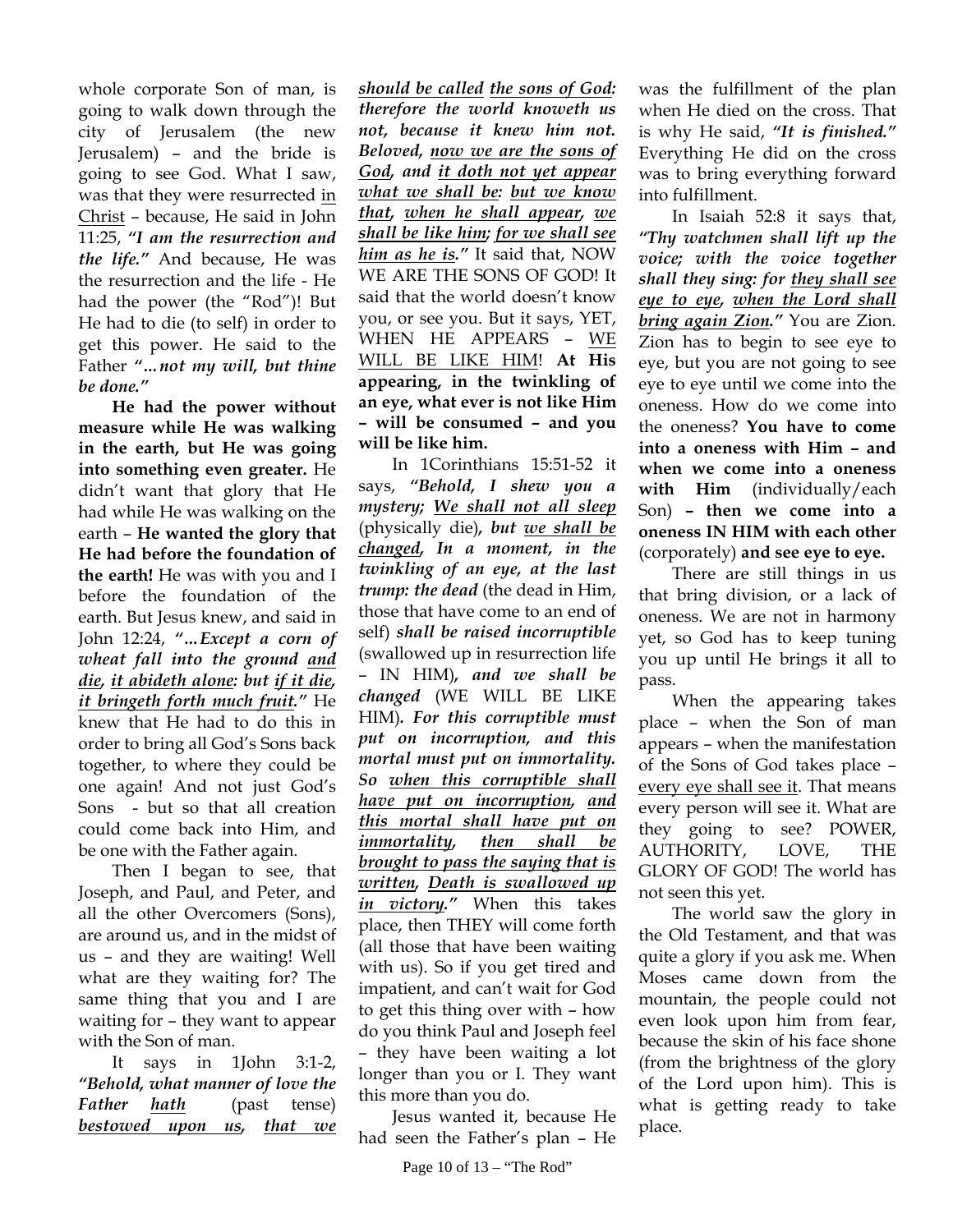whole corporate Son of man, is going to walk down through the city of Jerusalem (the new Jerusalem) – and the bride is going to see God. What I saw, was that they were resurrected <u>in Christ</u> – because, He said in John 11:25, ***"I am the resurrection and the life."*** And because, He was the resurrection and the life - He had the power (the "Rod")! But He had to die (to self) in order to get this power. He said to the Father ***"…not my will, but thine be done."***

**He had the power without measure while He was walking in the earth, but He was going into something even greater.** He didn't want that glory that He had while He was walking on the earth – **He wanted the glory that He had before the foundation of the earth!** He was with you and I before the foundation of the earth. But Jesus knew, and said in John 12:24, ***"…Except a corn of wheat fall into the ground <u>and die</u>, <u>it abideth alone</u>: but <u>if it die</u>, <u>it bringeth forth much fruit</u>."*** He knew that He had to do this in order to bring all God's Sons back together, to where they could be one again! And not just God's Sons - but so that all creation could come back into Him, and be one with the Father again.

Then I began to see, that Joseph, and Paul, and Peter, and all the other Overcomers (Sons), are around us, and in the midst of us – and they are waiting! Well what are they waiting for? The same thing that you and I are waiting for – they want to appear with the Son of man.

It says in 1John 3:1-2, ***"Behold, what manner of love the Father <u>hath</u>*** (past tense) ***<u>bestowed upon us</u>, <u>that we should be called</u> <u>the sons of God</u>: therefore the world knoweth us not, because it knew him not. Beloved, <u>now we are the sons of God</u>, and <u>it doth not yet appear what we shall be</u>: <u>but we know that</u>, <u>when he shall appear</u>, <u>we shall be like him</u>; <u>for we shall see him as he is</u>."*** It said that, NOW WE ARE THE SONS OF GOD! It said that the world doesn't know you, or see you. But it says, YET, WHEN HE APPEARS – <u>WE WILL BE LIKE HIM</u>! **At His appearing, in the twinkling of an eye, what ever is not like Him – will be consumed – and you will be like him.**

In 1Corinthians 15:51-52 it says, ***"Behold, I shew you a mystery; <u>We shall not all sleep</u>*** (physically die), ***but <u>we shall be changed</u>, In a moment, in the twinkling of an eye, at the last trump: the dead*** (the dead in Him, those that have come to an end of self) ***shall be raised incorruptible*** (swallowed up in resurrection life – IN HIM), ***and we shall be changed*** (WE WILL BE LIKE HIM). ***For this corruptible must put on incorruption, and this mortal must put on immortality. So <u>when this corruptible shall have put on incorruption</u>, <u>and this mortal shall have put on immortality</u>, <u>then shall be brought to pass the saying that is written</u>, <u>Death is swallowed up in victory</u>."*** When this takes place, then THEY will come forth (all those that have been waiting with us). So if you get tired and impatient, and can't wait for God to get this thing over with – how do you think Paul and Joseph feel – they have been waiting a lot longer than you or I. They want this more than you do.

Jesus wanted it, because He had seen the Father's plan – He was the fulfillment of the plan when He died on the cross. That is why He said, ***"It is finished."*** Everything He did on the cross was to bring everything forward into fulfillment.

In Isaiah 52:8 it says that, ***"Thy watchmen shall lift up the voice; with the voice together shall they sing: for <u>they shall see eye to eye</u>, <u>when the Lord shall bring again Zion</u>."*** You are Zion. Zion has to begin to see eye to eye, but you are not going to see eye to eye until we come into the oneness. How do we come into the oneness? **You have to come into a oneness with Him – and when we come into a oneness with Him** (individually/each Son) **– then we come into a oneness IN HIM with each other** (corporately) **and see eye to eye.**

There are still things in us that bring division, or a lack of oneness. We are not in harmony yet, so God has to keep tuning you up until He brings it all to pass.

When the appearing takes place – when the Son of man appears – when the manifestation of the Sons of God takes place – <u>every eye shall see it</u>. That means every person will see it. What are they going to see? POWER, AUTHORITY, LOVE, THE GLORY OF GOD! The world has not seen this yet.

The world saw the glory in the Old Testament, and that was quite a glory if you ask me. When Moses came down from the mountain, the people could not even look upon him from fear, because the skin of his face shone (from the brightness of the glory of the Lord upon him). This is what is getting ready to take place.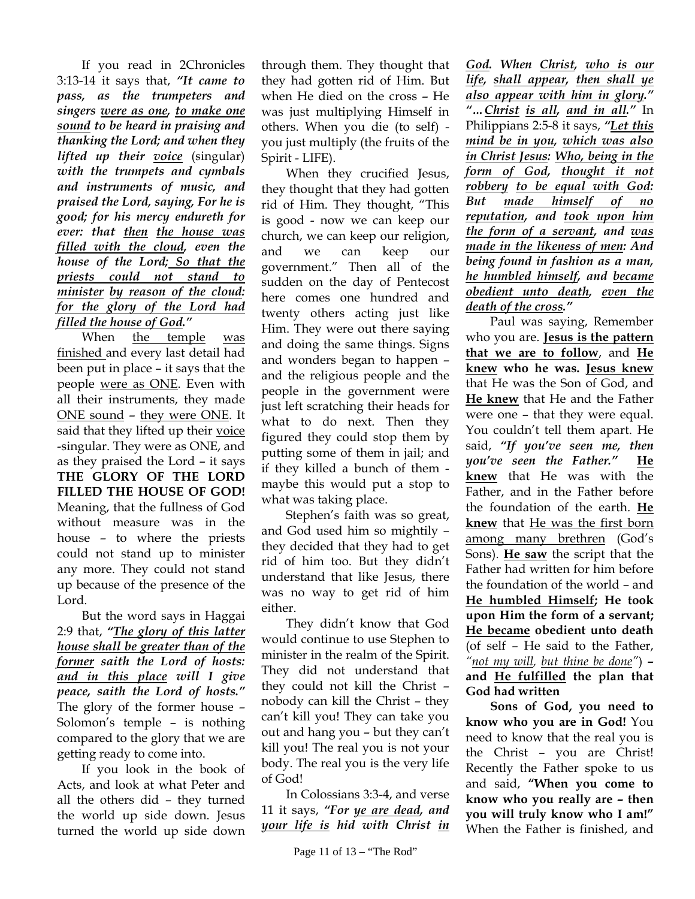If you read in 2Chronicles 3:13-14 it says that, ***"It came to pass, as the trumpeters and singers <u>were as one</u>, <u>to make one sound</u> to be heard in praising and thanking the Lord; and when they lifted up their <u>voice</u>*** (singular) ***with the trumpets and cymbals and instruments of music, and praised the Lord, saying, For he is good; for his mercy endureth for ever: that <u>then</u> <u>the house was filled with the cloud</u>, even the house of the Lord; <u>So that the priests could not stand to minister</u> <u>by reason of the cloud: for the glory of the Lord had filled the house of God</u>."***

When <u>the temple</u> <u>was finished</u> and every last detail had been put in place – it says that the people <u>were as ONE</u>. Even with all their instruments, they made <u>ONE sound</u> – <u>they were ONE</u>. It said that they lifted up their <u>voice</u> -singular. They were as ONE, and as they praised the Lord – it says **THE GLORY OF THE LORD FILLED THE HOUSE OF GOD!** Meaning, that the fullness of God without measure was in the house – to where the priests could not stand up to minister any more. They could not stand up because of the presence of the Lord.

But the word says in Haggai 2:9 that, ***"<u>The glory of this latter house shall be greater than of the former</u> saith the Lord of hosts: <u>and in this place</u> will I give peace, saith the Lord of hosts."*** The glory of the former house – Solomon's temple – is nothing compared to the glory that we are getting ready to come into.

If you look in the book of Acts, and look at what Peter and all the others did – they turned the world up side down. Jesus turned the world up side down through them. They thought that they had gotten rid of Him. But when He died on the cross – He was just multiplying Himself in others. When you die (to self) - you just multiply (the fruits of the Spirit - LIFE).

When they crucified Jesus, they thought that they had gotten rid of Him. They thought, "This is good - now we can keep our church, we can keep our religion, and we can keep our government." Then all of the sudden on the day of Pentecost here comes one hundred and twenty others acting just like Him. They were out there saying and doing the same things. Signs and wonders began to happen – and the religious people and the people in the government were just left scratching their heads for what to do next. Then they figured they could stop them by putting some of them in jail; and if they killed a bunch of them - maybe this would put a stop to what was taking place.

Stephen's faith was so great, and God used him so mightily – they decided that they had to get rid of him too. But they didn't understand that like Jesus, there was no way to get rid of him either.

They didn't know that God would continue to use Stephen to minister in the realm of the Spirit. They did not understand that they could not kill the Christ – nobody can kill the Christ – they can't kill you! They can take you out and hang you – but they can't kill you! The real you is not your body. The real you is the very life of God!

In Colossians 3:3-4, and verse 11 it says, ***"For <u>ye are dead</u>, and <u>your life is</u> hid with Christ <u>in God</u>. When <u>Christ</u>, <u>who is our life</u>, <u>shall appear</u>, <u>then shall ye also appear with him in glory</u>." "…<u>Christ</u> <u>is all</u>, <u>and in all</u>."*** In Philippians 2:5-8 it says, ***"<u>Let this mind be in you</u>, <u>which was also in Christ Jesus</u>: <u>Who, being in the form of God</u>, <u>thought it not robbery</u> <u>to be equal with God</u>: But <u>made himself of no reputation</u>, and <u>took upon him the form of a servant</u>, and <u>was made in the likeness of men</u>: And being found in fashion as a man, <u>he humbled himself</u>, and <u>became obedient unto death</u>, <u>even the death of the cross</u>."***

Paul was saying, Remember who you are. **<u>Jesus is the pattern that we are to follow</u>**, and **<u>He knew</u> who he was. <u>Jesus knew</u>** that He was the Son of God, and **<u>He knew</u>** that He and the Father were one – that they were equal. You couldn't tell them apart. He said, ***"If you've seen me, then you've seen the Father."*** **<u>He knew</u>** that He was with the Father, and in the Father before the foundation of the earth. **<u>He knew</u>** that <u>He was the first born among many brethren</u> (God's Sons). **<u>He saw</u>** the script that the Father had written for him before the foundation of the world – and **<u>He humbled Himself</u>; He took upon Him the form of a servant; <u>He became</u> obedient unto death** (of self – He said to the Father, *"<u>not my will</u>, <u>but thine be done</u>"*) **– and <u>He fulfilled</u> the plan that God had written**

**Sons of God, you need to know who you are in God!** You need to know that the real you is the Christ – you are Christ! Recently the Father spoke to us and said, **"When you come to know who you really are – then you will truly know who I am!"** When the Father is finished, and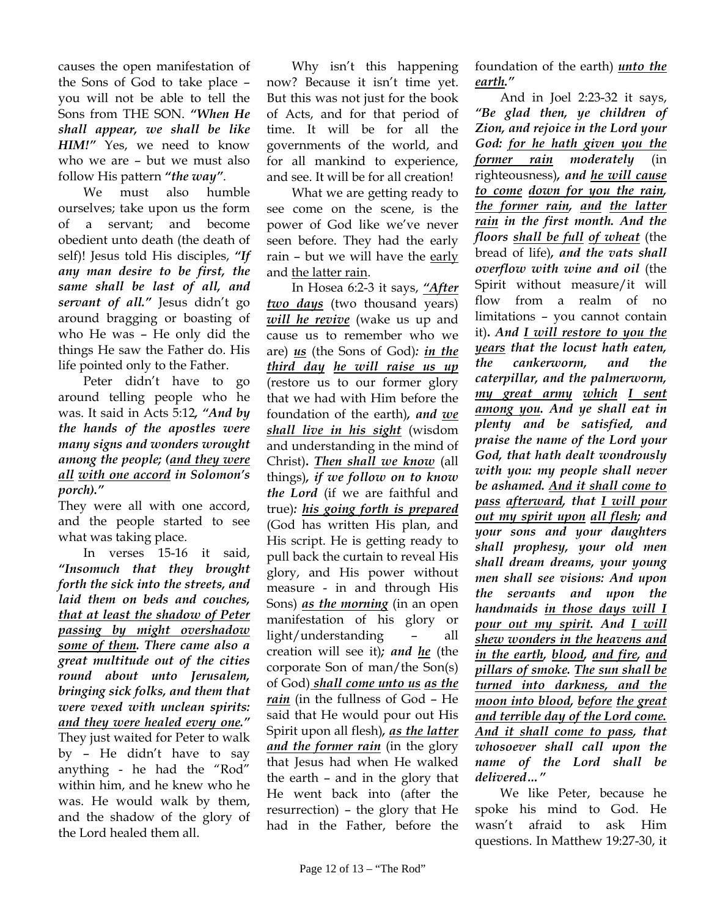causes the open manifestation of the Sons of God to take place – you will not be able to tell the Sons from THE SON. ***"When He shall appear, we shall be like HIM!"*** Yes, we need to know who we are – but we must also follow His pattern ***"the way"***.

We must also humble ourselves; take upon us the form of a servant; and become obedient unto death (the death of self)! Jesus told His disciples, ***"If any man desire to be first, the same shall be last of all, and servant of all."*** Jesus didn't go around bragging or boasting of who He was – He only did the things He saw the Father do. His life pointed only to the Father.

Peter didn't have to go around telling people who he was. It said in Acts 5:12, ***"And by the hands of the apostles were many signs and wonders wrought among the people; (<u>and they were all</u> <u>with one accord</u> in Solomon's porch)."***
They were all with one accord, and the people started to see what was taking place.

In verses 15-16 it said, ***"Insomuch that they brought forth the sick into the streets, and laid them on beds and couches, <u>that at least the shadow of Peter passing by might overshadow some of them</u>. There came also a great multitude out of the cities round about unto Jerusalem, bringing sick folks, and them that were vexed with unclean spirits: <u>and they were healed every one</u>."***
They just waited for Peter to walk by – He didn't have to say anything - he had the "Rod" within him, and he knew who he was. He would walk by them, and the shadow of the glory of the Lord healed them all.

Why isn't this happening now? Because it isn't time yet. But this was not just for the book of Acts, and for that period of time. It will be for all the governments of the world, and for all mankind to experience, and see. It will be for all creation!

What we are getting ready to see come on the scene, is the power of God like we've never seen before. They had the early rain – but we will have the <u>early</u> and <u>the latter rain</u>.

In Hosea 6:2-3 it says, ***"<u>After two days</u>*** (two thousand years) ***<u>will he revive</u>*** (wake us up and cause us to remember who we are) ***<u>us</u>*** (the Sons of God)***: <u>in the third day</u> <u>he will raise us up</u>*** (restore us to our former glory that we had with Him before the foundation of the earth)***, and <u>we shall live in his sight</u>*** (wisdom and understanding in the mind of Christ)***. <u>Then shall we know</u>*** (all things)***, if we follow on to know the Lord*** (if we are faithful and true)***: <u>his going forth is prepared</u>*** (God has written His plan, and His script. He is getting ready to pull back the curtain to reveal His glory, and His power without measure - in and through His Sons) ***<u>as the morning</u>*** (in an open manifestation of his glory or light/understanding – all creation will see it)***; and <u>he</u>*** (the corporate Son of man/the Son(s) of God) ***<u>shall come unto us</u> <u>as the rain</u>*** (in the fullness of God – He said that He would pour out His Spirit upon all flesh)***, <u>as the latter and the former rain</u>*** (in the glory that Jesus had when He walked the earth – and in the glory that He went back into (after the resurrection) – the glory that He had in the Father, before the foundation of the earth) ***<u>unto the earth</u>."***

And in Joel 2:23-32 it says, ***"Be glad then, ye children of Zion, and rejoice in the Lord your God: <u>for he hath given you the former rain</u> moderately*** (in righteousness)***, and <u>he will cause to come</u> <u>down for you the rain</u>, <u>the former rain</u>, <u>and</u> <u>the latter rain</u> in the first month. And the floors <u>shall be full</u> <u>of wheat</u>*** (the bread of life)***, and the vats shall overflow with wine and oil*** (the Spirit without measure/it will flow from a realm of no limitations – you cannot contain it)***. And <u>I will restore to you the years</u> that the locust hath eaten, the cankerworm, and the caterpillar, and the palmerworm, <u>my great army</u> <u>which</u> <u>I sent among you</u>. And ye shall eat in plenty and be satisfied, and praise the name of the Lord your God, that hath dealt wondrously with you: my people shall never be ashamed. <u>And it shall come to pass</u> <u>afterward</u>, that <u>I will pour out my spirit upon</u> <u>all flesh</u>; and your sons and your daughters shall prophesy, your old men shall dream dreams, your young men shall see visions: And upon the servants and upon the handmaids <u>in those days will I pour out my spirit</u>. And <u>I will shew wonders in the heavens and in the earth</u>, <u>blood</u>, <u>and fire</u>, <u>and pillars of smoke</u>. <u>The sun shall be turned into darkness, and the moon into blood</u>, <u>before</u> <u>the great and terrible day of the Lord come.</u> <u>And it shall come to pass</u>, that whosoever shall call upon the name of the Lord shall be delivered…"***

We like Peter, because he spoke his mind to God. He wasn't afraid to ask Him questions. In Matthew 19:27-30, it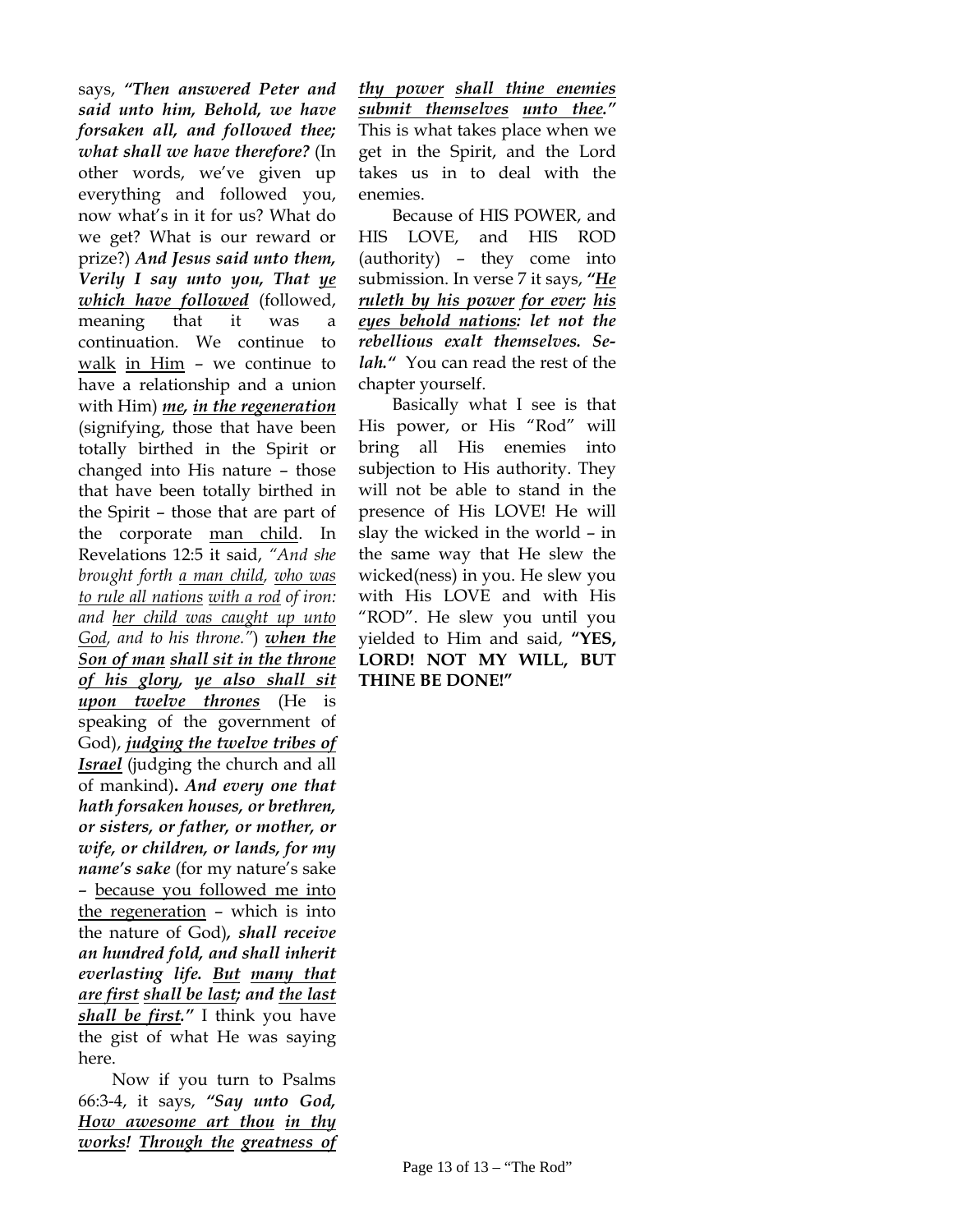says, ***"Then answered Peter and said unto him, Behold, we have forsaken all, and followed thee; what shall we have therefore?*** (In other words, we've given up everything and followed you, now what's in it for us? What do we get? What is our reward or prize?) ***And Jesus said unto them, Verily I say unto you, That <u>ye which have followed</u>*** (followed, meaning that it was a continuation. We continue to <u>walk</u> <u>in Him</u> – we continue to have a relationship and a union with Him) ***<u>me</u>, <u>in the regeneration</u>*** (signifying, those that have been totally birthed in the Spirit or changed into His nature – those that have been totally birthed in the Spirit – those that are part of the corporate <u>man child</u>. In Revelations 12:5 it said, *"And she brought forth <u>a man child</u>, <u>who was to rule all nations</u> <u>with a rod</u> of iron: and <u>her child was caught up unto God</u>, and to his throne."*) ***<u>when the Son of man</u> <u>shall sit in the throne of his glory</u>, <u>ye also shall sit upon twelve thrones</u>*** (He is speaking of the government of God), ***<u>judging the twelve tribes of Israel</u>*** (judging the church and all of mankind)**.** ***And every one that hath forsaken houses, or brethren, or sisters, or father, or mother, or wife, or children, or lands, for my name's sake*** (for my nature's sake – <u>because you followed me into the regeneration</u> – which is into the nature of God)***, shall receive an hundred fold, and shall inherit everlasting life. <u>But</u> <u>many that are first</u> <u>shall be last</u>; and <u>the last shall be first</u>."*** I think you have the gist of what He was saying here.

Now if you turn to Psalms 66:3-4, it says, ***"Say unto God, <u>How awesome art thou</u> <u>in thy works</u>! <u>Through the</u> <u>greatness of thy power</u> <u>shall thine enemies submit themselves</u> <u>unto thee</u>."*** This is what takes place when we get in the Spirit, and the Lord takes us in to deal with the enemies.

Because of HIS POWER, and HIS LOVE, and HIS ROD (authority) – they come into submission. In verse 7 it says, ***"<u>He ruleth by his power</u> <u>for ever</u>; <u>his eyes behold nations</u>: let not the rebellious exalt themselves. Selah."*** You can read the rest of the chapter yourself.

Basically what I see is that His power, or His "Rod" will bring all His enemies into subjection to His authority. They will not be able to stand in the presence of His LOVE! He will slay the wicked in the world – in the same way that He slew the wicked(ness) in you. He slew you with His LOVE and with His "ROD". He slew you until you yielded to Him and said, **"YES, LORD! NOT MY WILL, BUT THINE BE DONE!"**